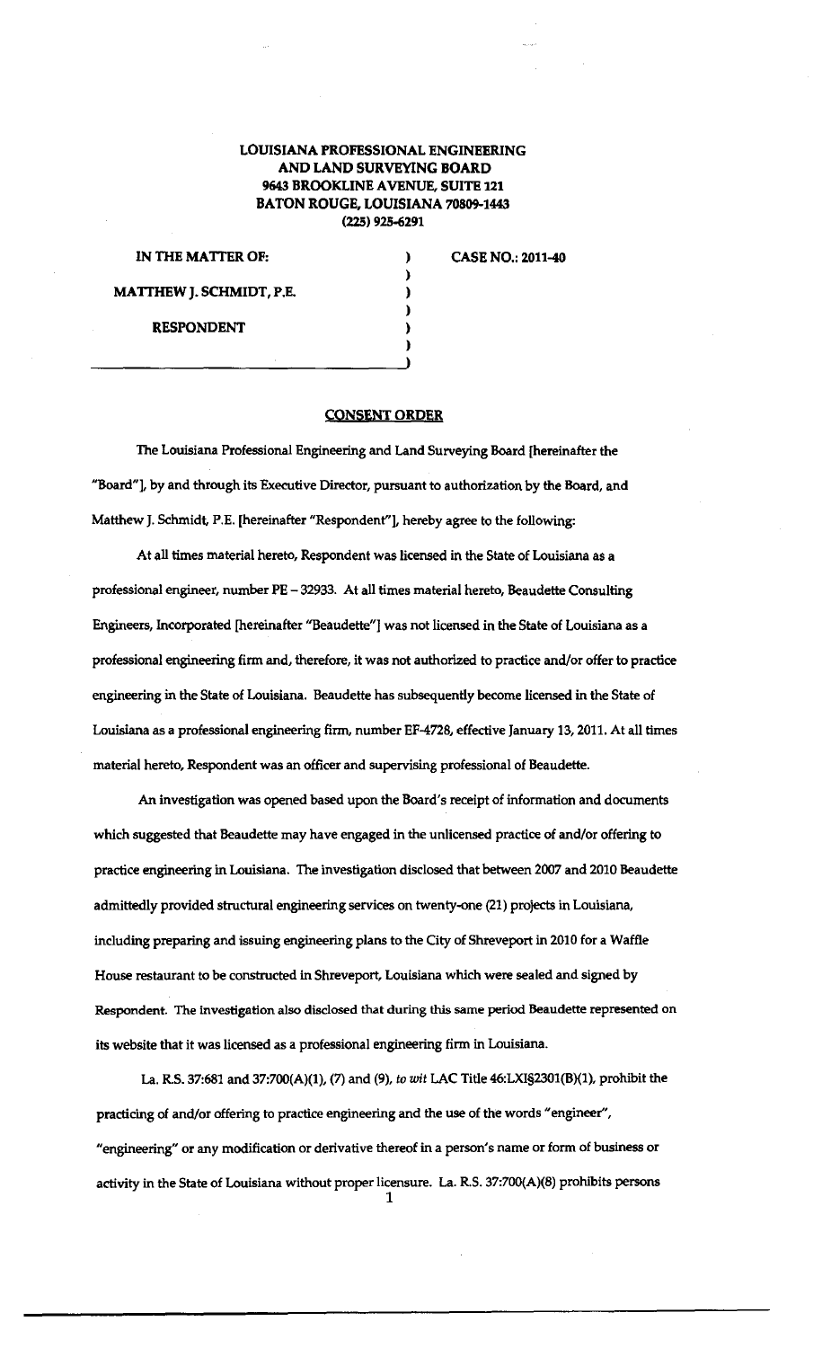**LOUISIANA PROFESSIONAL ENGINEERING AND LAND SURVEYING BOARD**
**9643 BROOKLINE AVENUE, SUITE 121**
**BATON ROUGE, LOUISIANA 70809-1443**
**(225) 925-6291**

| | | |
|---|---|---|
| IN THE MATTER OF: | ) | CASE NO.: 2011-40 |
| | ) | |
| MATTHEW J. SCHMIDT, P.E. | ) | |
| | ) | |
| RESPONDENT | ) | |
| | ) | |

**CONSENT ORDER**

The Louisiana Professional Engineering and Land Surveying Board [hereinafter the "Board"], by and through its Executive Director, pursuant to authorization by the Board, and Matthew J. Schmidt, P.E. [hereinafter "Respondent"], hereby agree to the following:

At all times material hereto, Respondent was licensed in the State of Louisiana as a professional engineer, number PE – 32933. At all times material hereto, Beaudette Consulting Engineers, Incorporated [hereinafter "Beaudette"] was not licensed in the State of Louisiana as a professional engineering firm and, therefore, it was not authorized to practice and/or offer to practice engineering in the State of Louisiana. Beaudette has subsequently become licensed in the State of Louisiana as a professional engineering firm, number EF-4728, effective January 13, 2011. At all times material hereto, Respondent was an officer and supervising professional of Beaudette.

An investigation was opened based upon the Board's receipt of information and documents which suggested that Beaudette may have engaged in the unlicensed practice of and/or offering to practice engineering in Louisiana. The investigation disclosed that between 2007 and 2010 Beaudette admittedly provided structural engineering services on twenty-one (21) projects in Louisiana, including preparing and issuing engineering plans to the City of Shreveport in 2010 for a Waffle House restaurant to be constructed in Shreveport, Louisiana which were sealed and signed by Respondent. The investigation also disclosed that during this same period Beaudette represented on its website that it was licensed as a professional engineering firm in Louisiana.

La. R.S. 37:681 and 37:700(A)(1), (7) and (9), *to wit* LAC Title 46:LXI§2301(B)(1), prohibit the practicing of and/or offering to practice engineering and the use of the words "engineer", "engineering" or any modification or derivative thereof in a person's name or form of business or activity in the State of Louisiana without proper licensure. La. R.S. 37:700(A)(8) prohibits persons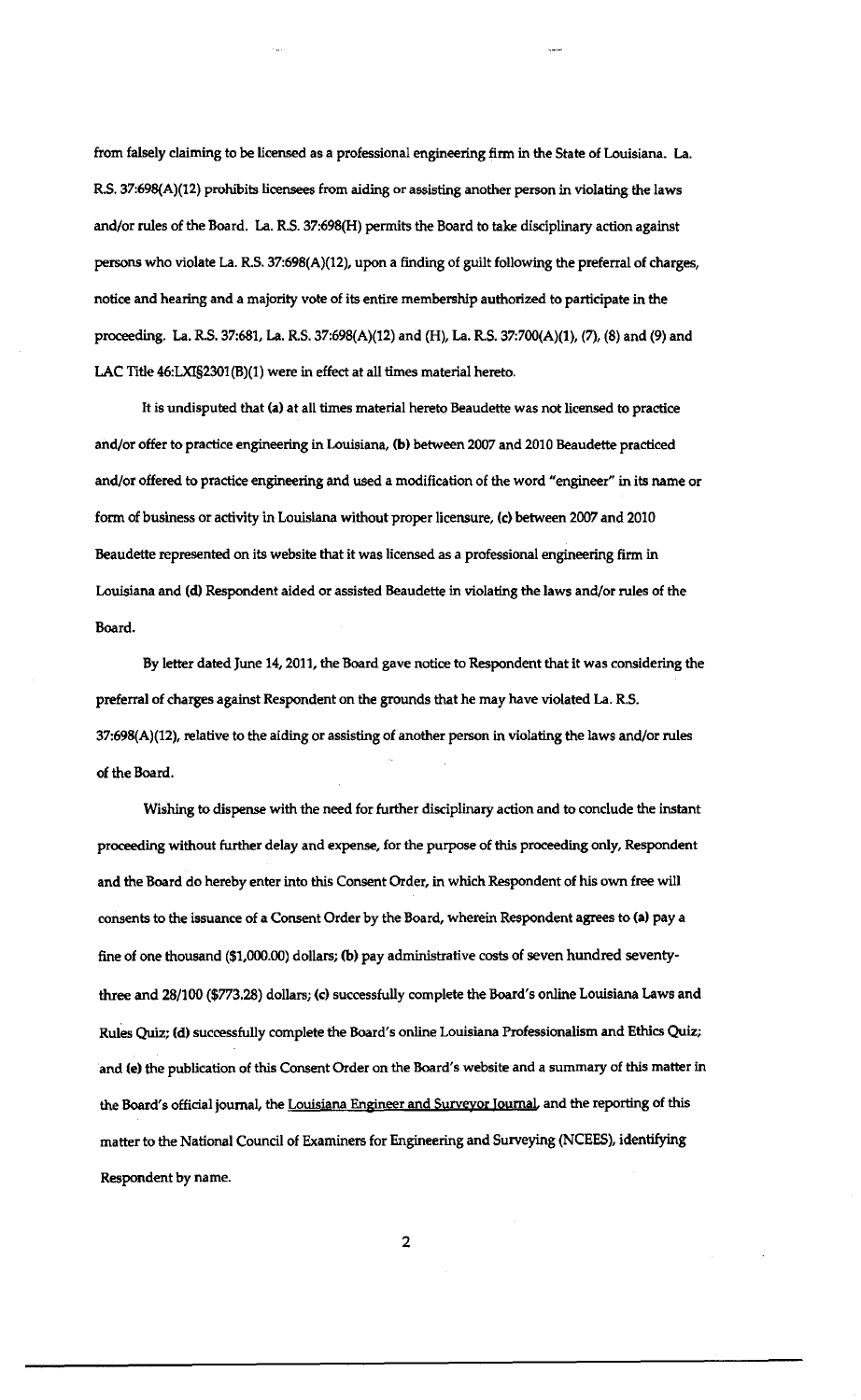from falsely claiming to be licensed as a professional engineering firm in the State of Louisiana. La. R.S. 37:698(A)(12) prohibits licensees from aiding or assisting another person in violating the laws and/or rules of the Board. La. R.S. 37:698(H) permits the Board to take disciplinary action against persons who violate La. R.S. 37:698(A)(12), upon a finding of guilt following the preferral of charges, notice and hearing and a majority vote of its entire membership authorized to participate in the proceeding. La. R.S. 37:681, La. R.S. 37:698(A)(12) and (H), La. R.S. 37:700(A)(1), (7), (8) and (9) and LAC Title 46:LXI§2301(B)(1) were in effect at all times material hereto.

It is undisputed that **(a)** at all times material hereto Beaudette was not licensed to practice and/or offer to practice engineering in Louisiana, **(b)** between 2007 and 2010 Beaudette practiced and/or offered to practice engineering and used a modification of the word "engineer" in its name or form of business or activity in Louisiana without proper licensure, **(c)** between 2007 and 2010 Beaudette represented on its website that it was licensed as a professional engineering firm in Louisiana and **(d)** Respondent aided or assisted Beaudette in violating the laws and/or rules of the Board.

By letter dated June 14, 2011, the Board gave notice to Respondent that it was considering the preferral of charges against Respondent on the grounds that he may have violated La. R.S. 37:698(A)(12), relative to the aiding or assisting of another person in violating the laws and/or rules of the Board.

Wishing to dispense with the need for further disciplinary action and to conclude the instant proceeding without further delay and expense, for the purpose of this proceeding only, Respondent and the Board do hereby enter into this Consent Order, in which Respondent of his own free will consents to the issuance of a Consent Order by the Board, wherein Respondent agrees to **(a)** pay a fine of one thousand ($1,000.00) dollars; **(b)** pay administrative costs of seven hundred seventy-three and 28/100 ($773.28) dollars; **(c)** successfully complete the Board's online Louisiana Laws and Rules Quiz; **(d)** successfully complete the Board's online Louisiana Professionalism and Ethics Quiz; and **(e)** the publication of this Consent Order on the Board's website and a summary of this matter in the Board's official journal, the Louisiana Engineer and Surveyor Journal, and the reporting of this matter to the National Council of Examiners for Engineering and Surveying (NCEES), identifying Respondent by name.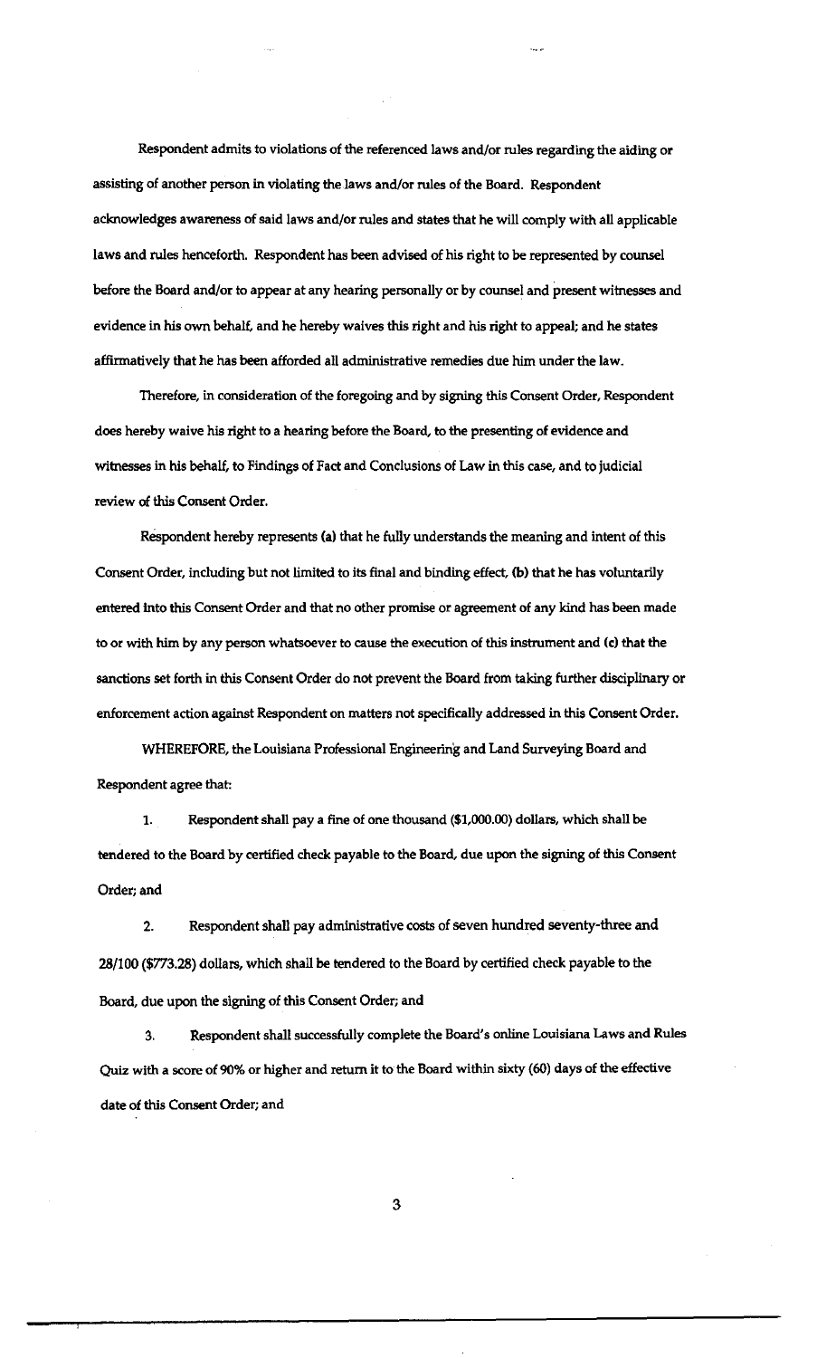Respondent admits to violations of the referenced laws and/or rules regarding the aiding or assisting of another person in violating the laws and/or rules of the Board. Respondent acknowledges awareness of said laws and/or rules and states that he will comply with all applicable laws and rules henceforth. Respondent has been advised of his right to be represented by counsel before the Board and/or to appear at any hearing personally or by counsel and present witnesses and evidence in his own behalf, and he hereby waives this right and his right to appeal; and he states affirmatively that he has been afforded all administrative remedies due him under the law.

Therefore, in consideration of the foregoing and by signing this Consent Order, Respondent does hereby waive his right to a hearing before the Board, to the presenting of evidence and witnesses in his behalf, to Findings of Fact and Conclusions of Law in this case, and to judicial review of this Consent Order.

Respondent hereby represents (a) that he fully understands the meaning and intent of this Consent Order, including but not limited to its final and binding effect, (b) that he has voluntarily entered into this Consent Order and that no other promise or agreement of any kind has been made to or with him by any person whatsoever to cause the execution of this instrument and (c) that the sanctions set forth in this Consent Order do not prevent the Board from taking further disciplinary or enforcement action against Respondent on matters not specifically addressed in this Consent Order.

WHEREFORE, the Louisiana Professional Engineering and Land Surveying Board and Respondent agree that:

1. Respondent shall pay a fine of one thousand ($1,000.00) dollars, which shall be tendered to the Board by certified check payable to the Board, due upon the signing of this Consent Order; and

2. Respondent shall pay administrative costs of seven hundred seventy-three and 28/100 ($773.28) dollars, which shall be tendered to the Board by certified check payable to the Board, due upon the signing of this Consent Order; and

3. Respondent shall successfully complete the Board's online Louisiana Laws and Rules Quiz with a score of 90% or higher and return it to the Board within sixty (60) days of the effective date of this Consent Order; and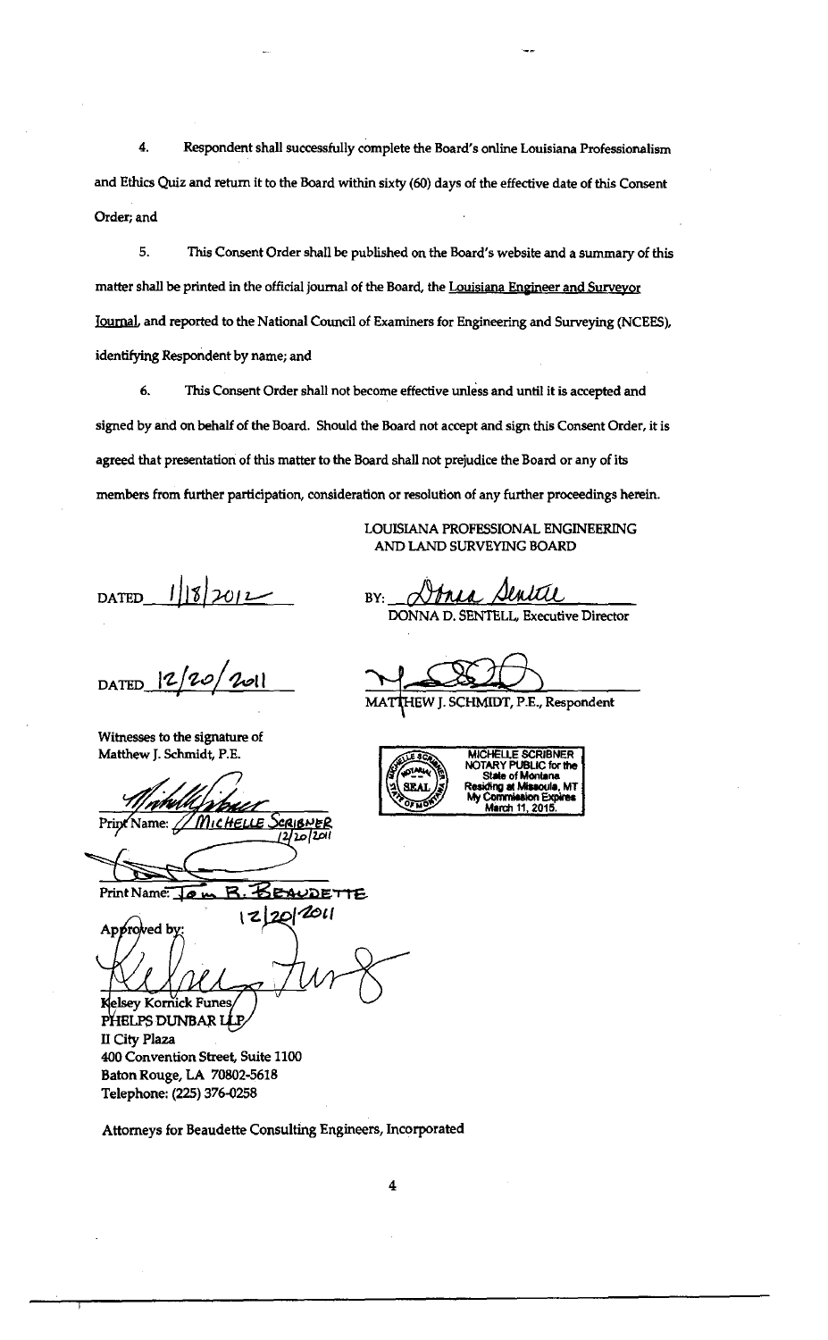4. Respondent shall successfully complete the Board's online Louisiana Professionalism and Ethics Quiz and return it to the Board within sixty (60) days of the effective date of this Consent Order; and

5. This Consent Order shall be published on the Board's website and a summary of this matter shall be printed in the official journal of the Board, the Louisiana Engineer and Surveyor Journal, and reported to the National Council of Examiners for Engineering and Surveying (NCEES), identifying Respondent by name; and

6. This Consent Order shall not become effective unless and until it is accepted and signed by and on behalf of the Board. Should the Board not accept and sign this Consent Order, it is agreed that presentation of this matter to the Board shall not prejudice the Board or any of its members from further participation, consideration or resolution of any further proceedings herein.

LOUISIANA PROFESSIONAL ENGINEERING AND LAND SURVEYING BOARD

DATED 1/18/2012

BY: Donna Sentell
DONNA D. SENTELL, Executive Director

DATED 12/20/2011

MATTHEW J. SCHMIDT, P.E., Respondent

MICHELLE SCRIBNER
NOTARY PUBLIC for the State of Montana
Residing at Missoula, MT
My Commission Expires March 11, 2015.

Witnesses to the signature of Matthew J. Schmidt, P.E.

Print Name: MICHELLE SCRIBNER 12/20/2011

Print Name: Tom R. BEAUDETTE 12/20/2011

Approved by:

Kelsey Kornick Funes
PHELPS DUNBAR LLP
II City Plaza
400 Convention Street, Suite 1100
Baton Rouge, LA 70802-5618
Telephone: (225) 376-0258

Attorneys for Beaudette Consulting Engineers, Incorporated